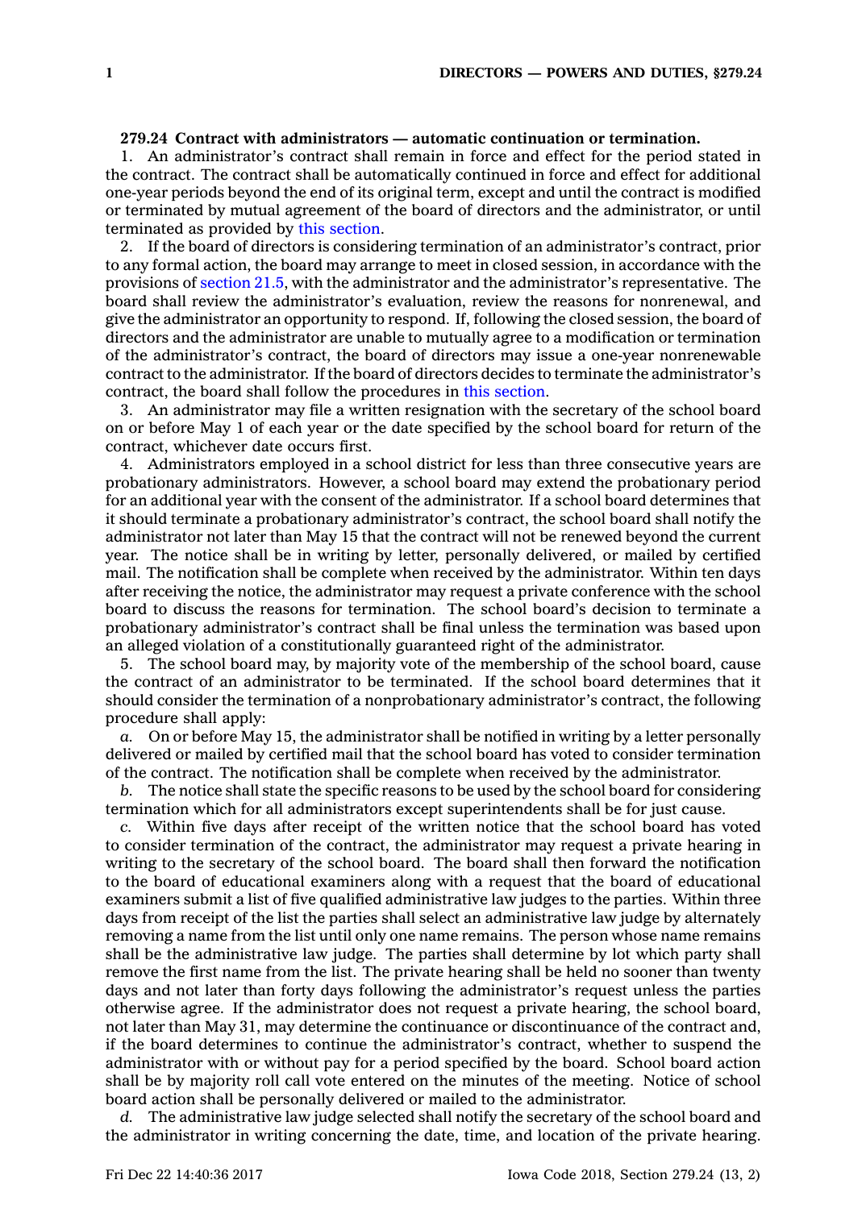**279.24 Contract with administrators — automatic continuation or termination.**

1. An administrator's contract shall remain in force and effect for the period stated in the contract. The contract shall be automatically continued in force and effect for additional one-year periods beyond the end of its original term, except and until the contract is modified or terminated by mutual agreement of the board of directors and the administrator, or until terminated as provided by this section.

2. If the board of directors is considering termination of an administrator's contract, prior to any formal action, the board may arrange to meet in closed session, in accordance with the provisions of section 21.5, with the administrator and the administrator's representative. The board shall review the administrator's evaluation, review the reasons for nonrenewal, and give the administrator an opportunity to respond. If, following the closed session, the board of directors and the administrator are unable to mutually agree to a modification or termination of the administrator's contract, the board of directors may issue a one-year nonrenewable contract to the administrator. If the board of directors decides to terminate the administrator's contract, the board shall follow the procedures in this section.

3. An administrator may file a written resignation with the secretary of the school board on or before May 1 of each year or the date specified by the school board for return of the contract, whichever date occurs first.

4. Administrators employed in a school district for less than three consecutive years are probationary administrators. However, a school board may extend the probationary period for an additional year with the consent of the administrator. If a school board determines that it should terminate a probationary administrator's contract, the school board shall notify the administrator not later than May 15 that the contract will not be renewed beyond the current year. The notice shall be in writing by letter, personally delivered, or mailed by certified mail. The notification shall be complete when received by the administrator. Within ten days after receiving the notice, the administrator may request a private conference with the school board to discuss the reasons for termination. The school board's decision to terminate a probationary administrator's contract shall be final unless the termination was based upon an alleged violation of a constitutionally guaranteed right of the administrator.

5. The school board may, by majority vote of the membership of the school board, cause the contract of an administrator to be terminated. If the school board determines that it should consider the termination of a nonprobationary administrator's contract, the following procedure shall apply:

*a.* On or before May 15, the administrator shall be notified in writing by a letter personally delivered or mailed by certified mail that the school board has voted to consider termination of the contract. The notification shall be complete when received by the administrator.

*b.* The notice shall state the specific reasons to be used by the school board for considering termination which for all administrators except superintendents shall be for just cause.

*c.* Within five days after receipt of the written notice that the school board has voted to consider termination of the contract, the administrator may request a private hearing in writing to the secretary of the school board. The board shall then forward the notification to the board of educational examiners along with a request that the board of educational examiners submit a list of five qualified administrative law judges to the parties. Within three days from receipt of the list the parties shall select an administrative law judge by alternately removing a name from the list until only one name remains. The person whose name remains shall be the administrative law judge. The parties shall determine by lot which party shall remove the first name from the list. The private hearing shall be held no sooner than twenty days and not later than forty days following the administrator's request unless the parties otherwise agree. If the administrator does not request a private hearing, the school board, not later than May 31, may determine the continuance or discontinuance of the contract and, if the board determines to continue the administrator's contract, whether to suspend the administrator with or without pay for a period specified by the board. School board action shall be by majority roll call vote entered on the minutes of the meeting. Notice of school board action shall be personally delivered or mailed to the administrator.

*d.* The administrative law judge selected shall notify the secretary of the school board and the administrator in writing concerning the date, time, and location of the private hearing.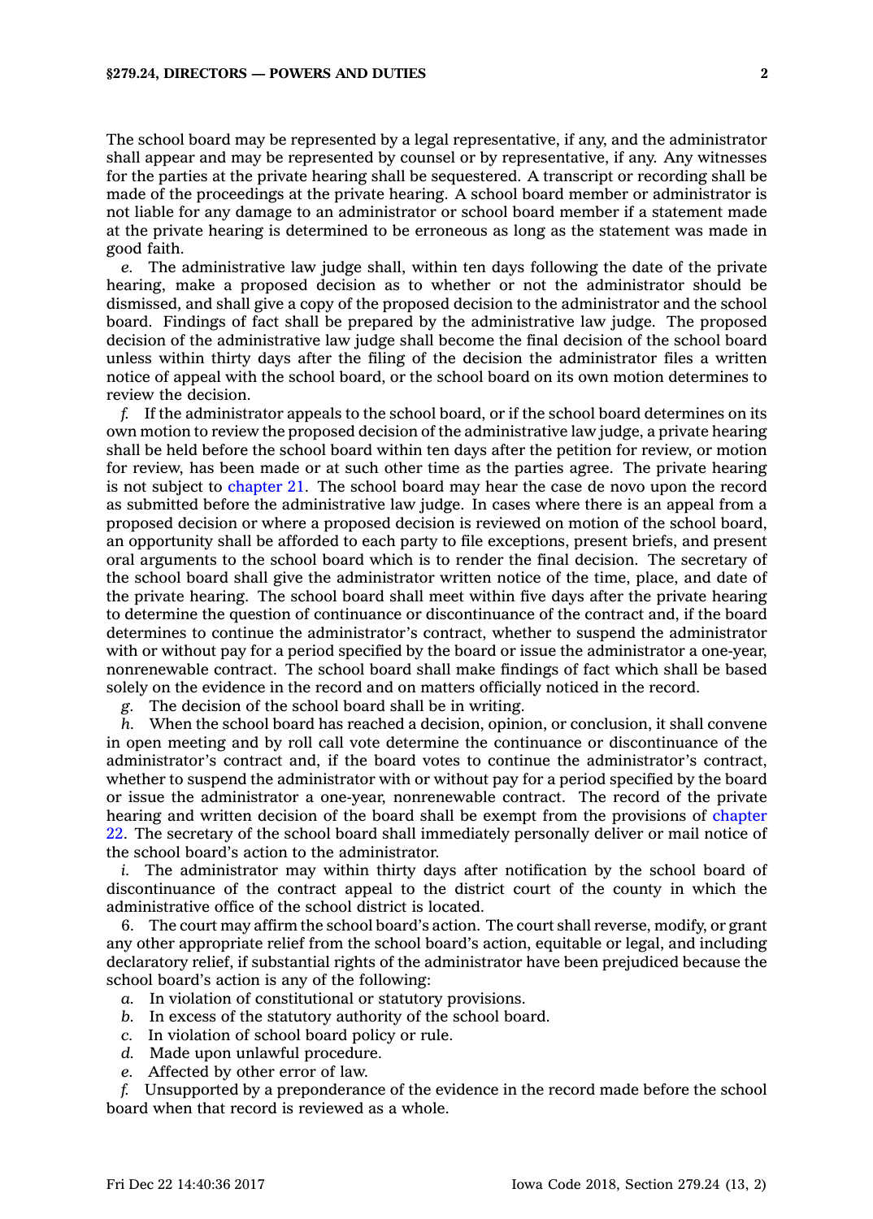The school board may be represented by a legal representative, if any, and the administrator shall appear and may be represented by counsel or by representative, if any. Any witnesses for the parties at the private hearing shall be sequestered. A transcript or recording shall be made of the proceedings at the private hearing. A school board member or administrator is not liable for any damage to an administrator or school board member if a statement made at the private hearing is determined to be erroneous as long as the statement was made in good faith.

*e.* The administrative law judge shall, within ten days following the date of the private hearing, make a proposed decision as to whether or not the administrator should be dismissed, and shall give a copy of the proposed decision to the administrator and the school board. Findings of fact shall be prepared by the administrative law judge. The proposed decision of the administrative law judge shall become the final decision of the school board unless within thirty days after the filing of the decision the administrator files a written notice of appeal with the school board, or the school board on its own motion determines to review the decision.

*f.* If the administrator appeals to the school board, or if the school board determines on its own motion to review the proposed decision of the administrative law judge, a private hearing shall be held before the school board within ten days after the petition for review, or motion for review, has been made or at such other time as the parties agree. The private hearing is not subject to chapter 21. The school board may hear the case de novo upon the record as submitted before the administrative law judge. In cases where there is an appeal from a proposed decision or where a proposed decision is reviewed on motion of the school board, an opportunity shall be afforded to each party to file exceptions, present briefs, and present oral arguments to the school board which is to render the final decision. The secretary of the school board shall give the administrator written notice of the time, place, and date of the private hearing. The school board shall meet within five days after the private hearing to determine the question of continuance or discontinuance of the contract and, if the board determines to continue the administrator's contract, whether to suspend the administrator with or without pay for a period specified by the board or issue the administrator a one-year, nonrenewable contract. The school board shall make findings of fact which shall be based solely on the evidence in the record and on matters officially noticed in the record.

*g.* The decision of the school board shall be in writing.

*h.* When the school board has reached a decision, opinion, or conclusion, it shall convene in open meeting and by roll call vote determine the continuance or discontinuance of the administrator's contract and, if the board votes to continue the administrator's contract, whether to suspend the administrator with or without pay for a period specified by the board or issue the administrator a one-year, nonrenewable contract. The record of the private hearing and written decision of the board shall be exempt from the provisions of chapter 22. The secretary of the school board shall immediately personally deliver or mail notice of the school board's action to the administrator.

*i.* The administrator may within thirty days after notification by the school board of discontinuance of the contract appeal to the district court of the county in which the administrative office of the school district is located.

6. The court may affirm the school board's action. The court shall reverse, modify, or grant any other appropriate relief from the school board's action, equitable or legal, and including declaratory relief, if substantial rights of the administrator have been prejudiced because the school board's action is any of the following:

*a.* In violation of constitutional or statutory provisions.

*b.* In excess of the statutory authority of the school board.

*c.* In violation of school board policy or rule.

*d.* Made upon unlawful procedure.

*e.* Affected by other error of law.

*f.* Unsupported by a preponderance of the evidence in the record made before the school board when that record is reviewed as a whole.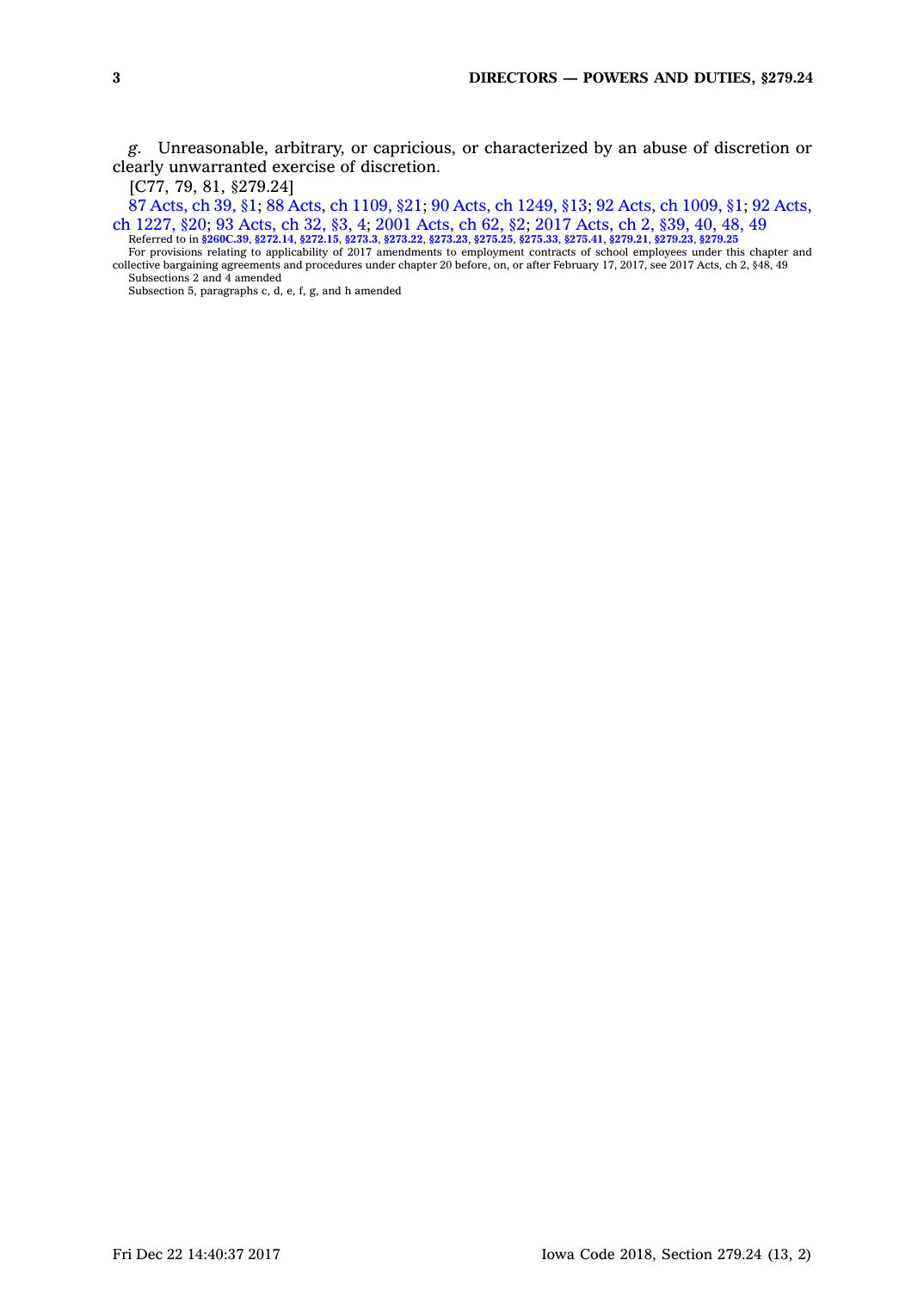*g.* Unreasonable, arbitrary, or capricious, or characterized by an abuse of discretion or clearly unwarranted exercise of discretion.

[C77, 79, 81, §279.24]

87 Acts, ch 39, §1; 88 Acts, ch 1109, §21; 90 Acts, ch 1249, §13; 92 Acts, ch 1009, §1; 92 Acts, ch 1227, §20; 93 Acts, ch 32, §3, 4; 2001 Acts, ch 62, §2; 2017 Acts, ch 2, §39, 40, 48, 49

Referred to in **§260C.39**, **§272.14**, **§272.15**, **§273.3**, **§273.22**, **§273.23**, **§275.25**, **§275.33**, **§275.41**, **§279.21**, **§279.23**, **§279.25**

For provisions relating to applicability of 2017 amendments to employment contracts of school employees under this chapter and collective bargaining agreements and procedures under chapter 20 before, on, or after February 17, 2017, see 2017 Acts, ch 2, §48, 49

Subsections 2 and 4 amended

Subsection 5, paragraphs c, d, e, f, g, and h amended